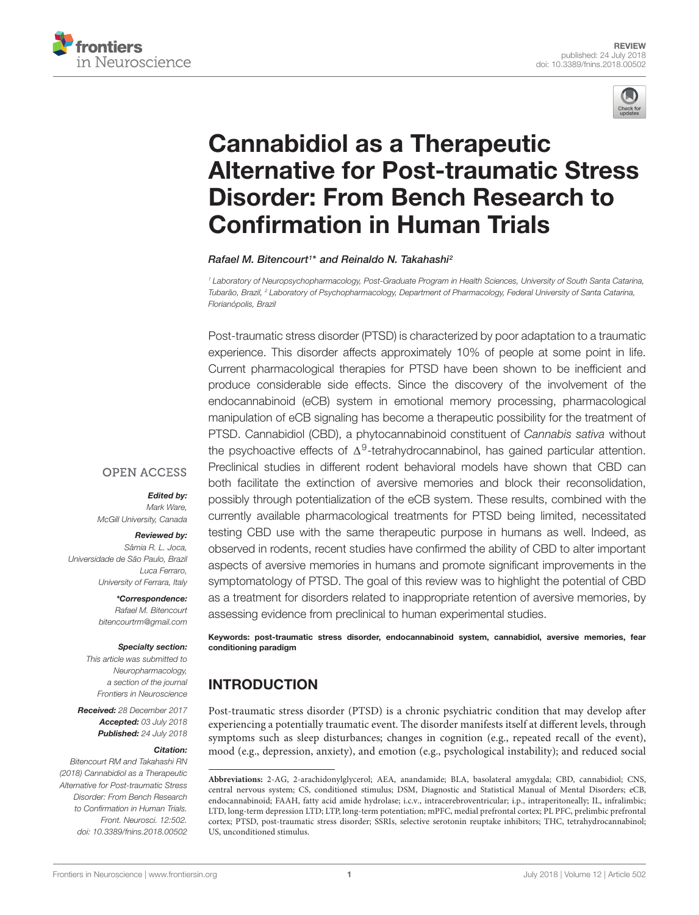REVIEW
published: 24 July 2018
doi: 10.3389/fnins.2018.00502

# Cannabidiol as a Therapeutic Alternative for Post-traumatic Stress Disorder: From Bench Research to Confirmation in Human Trials

*Rafael M. Bitencourt[1]* and Reinaldo N. Takahashi[2]*

[1] Laboratory of Neuropsychopharmacology, Post-Graduate Program in Health Sciences, University of South Santa Catarina, Tubarão, Brazil, [2] Laboratory of Psychopharmacology, Department of Pharmacology, Federal University of Santa Catarina, Florianópolis, Brazil

OPEN ACCESS

***Edited by:***
Mark Ware,
McGill University, Canada

***Reviewed by:***
Sâmia R. L. Joca,
Universidade de São Paulo, Brazil
Luca Ferraro,
University of Ferrara, Italy

***\*Correspondence:***
Rafael M. Bitencourt
bitencourtrm@gmail.com

***Specialty section:***
This article was submitted to Neuropharmacology, a section of the journal Frontiers in Neuroscience

***Received:*** 28 December 2017
***Accepted:*** 03 July 2018
***Published:*** 24 July 2018

***Citation:***
Bitencourt RM and Takahashi RN (2018) Cannabidiol as a Therapeutic Alternative for Post-traumatic Stress Disorder: From Bench Research to Confirmation in Human Trials. Front. Neurosci. 12:502. doi: 10.3389/fnins.2018.00502

Post-traumatic stress disorder (PTSD) is characterized by poor adaptation to a traumatic experience. This disorder affects approximately 10% of people at some point in life. Current pharmacological therapies for PTSD have been shown to be inefficient and produce considerable side effects. Since the discovery of the involvement of the endocannabinoid (eCB) system in emotional memory processing, pharmacological manipulation of eCB signaling has become a therapeutic possibility for the treatment of PTSD. Cannabidiol (CBD), a phytocannabinoid constituent of *Cannabis sativa* without the psychoactive effects of $\Delta^9$-tetrahydrocannabinol, has gained particular attention. Preclinical studies in different rodent behavioral models have shown that CBD can both facilitate the extinction of aversive memories and block their reconsolidation, possibly through potentialization of the eCB system. These results, combined with the currently available pharmacological treatments for PTSD being limited, necessitated testing CBD use with the same therapeutic purpose in humans as well. Indeed, as observed in rodents, recent studies have confirmed the ability of CBD to alter important aspects of aversive memories in humans and promote significant improvements in the symptomatology of PTSD. The goal of this review was to highlight the potential of CBD as a treatment for disorders related to inappropriate retention of aversive memories, by assessing evidence from preclinical to human experimental studies.

**Keywords: post-traumatic stress disorder, endocannabinoid system, cannabidiol, aversive memories, fear conditioning paradigm**

## INTRODUCTION

Post-traumatic stress disorder (PTSD) is a chronic psychiatric condition that may develop after experiencing a potentially traumatic event. The disorder manifests itself at different levels, through symptoms such as sleep disturbances; changes in cognition (e.g., repeated recall of the event), mood (e.g., depression, anxiety), and emotion (e.g., psychological instability); and reduced social

**Abbreviations:** 2-AG, 2-arachidonylglycerol; AEA, anandamide; BLA, basolateral amygdala; CBD, cannabidiol; CNS, central nervous system; CS, conditioned stimulus; DSM, Diagnostic and Statistical Manual of Mental Disorders; eCB, endocannabinoid; FAAH, fatty acid amide hydrolase; i.c.v., intracerebroventricular; i.p., intraperitoneally; IL, infralimbic; LTD, long-term depression LTD; LTP, long-term potentiation; mPFC, medial prefrontal cortex; PL PFC, prelimbic prefrontal cortex; PTSD, post-traumatic stress disorder; SSRIs, selective serotonin reuptake inhibitors; THC, tetrahydrocannabinol; US, unconditioned stimulus.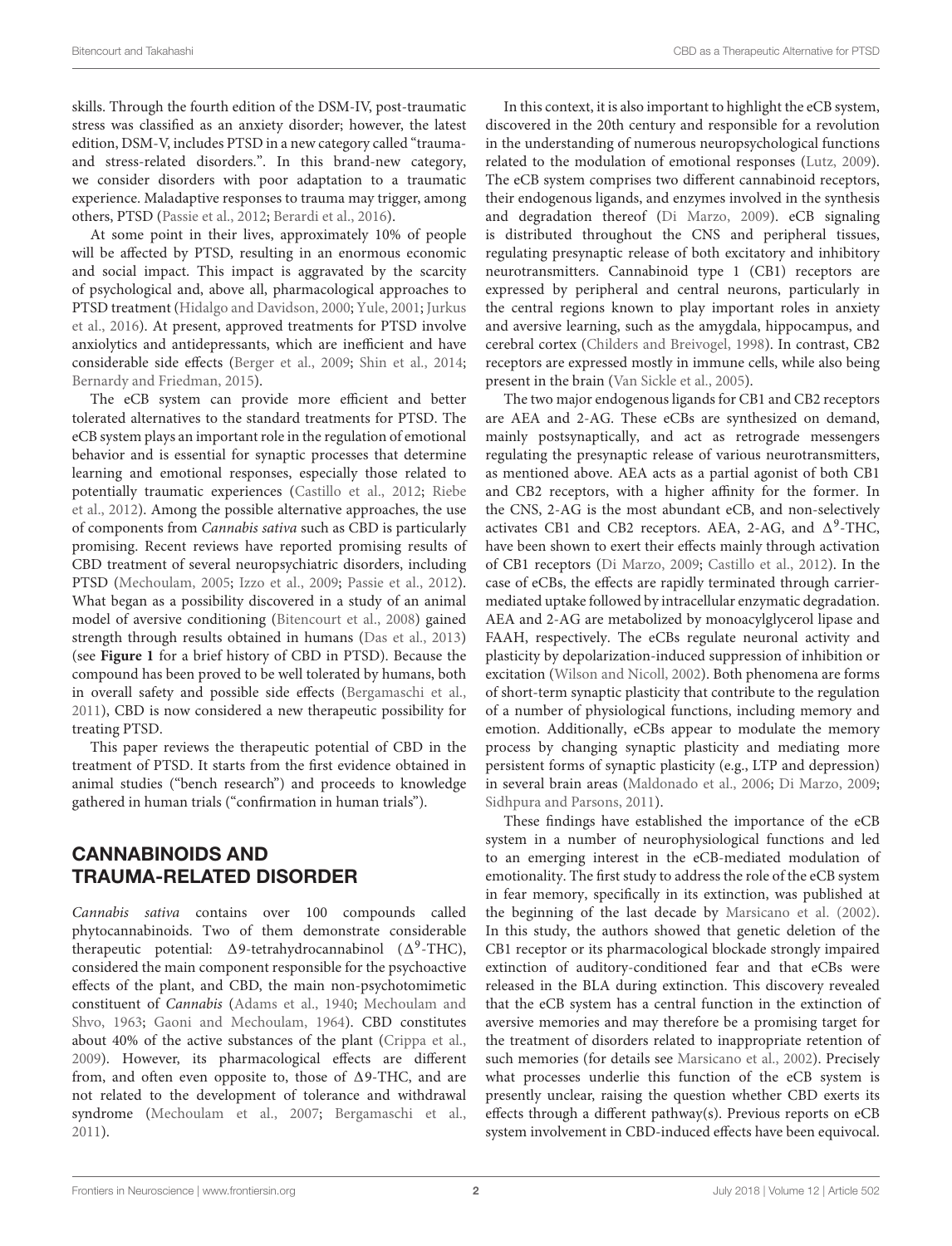skills. Through the fourth edition of the DSM-IV, post-traumatic stress was classified as an anxiety disorder; however, the latest edition, DSM-V, includes PTSD in a new category called "trauma- and stress-related disorders.". In this brand-new category, we consider disorders with poor adaptation to a traumatic experience. Maladaptive responses to trauma may trigger, among others, PTSD (Passie et al., 2012; Berardi et al., 2016).

At some point in their lives, approximately 10% of people will be affected by PTSD, resulting in an enormous economic and social impact. This impact is aggravated by the scarcity of psychological and, above all, pharmacological approaches to PTSD treatment (Hidalgo and Davidson, 2000; Yule, 2001; Jurkus et al., 2016). At present, approved treatments for PTSD involve anxiolytics and antidepressants, which are inefficient and have considerable side effects (Berger et al., 2009; Shin et al., 2014; Bernardy and Friedman, 2015).

The eCB system can provide more efficient and better tolerated alternatives to the standard treatments for PTSD. The eCB system plays an important role in the regulation of emotional behavior and is essential for synaptic processes that determine learning and emotional responses, especially those related to potentially traumatic experiences (Castillo et al., 2012; Riebe et al., 2012). Among the possible alternative approaches, the use of components from *Cannabis sativa* such as CBD is particularly promising. Recent reviews have reported promising results of CBD treatment of several neuropsychiatric disorders, including PTSD (Mechoulam, 2005; Izzo et al., 2009; Passie et al., 2012). What began as a possibility discovered in a study of an animal model of aversive conditioning (Bitencourt et al., 2008) gained strength through results obtained in humans (Das et al., 2013) (see **Figure 1** for a brief history of CBD in PTSD). Because the compound has been proved to be well tolerated by humans, both in overall safety and possible side effects (Bergamaschi et al., 2011), CBD is now considered a new therapeutic possibility for treating PTSD.

This paper reviews the therapeutic potential of CBD in the treatment of PTSD. It starts from the first evidence obtained in animal studies ("bench research") and proceeds to knowledge gathered in human trials ("confirmation in human trials").

## CANNABINOIDS AND TRAUMA-RELATED DISORDER

*Cannabis sativa* contains over 100 compounds called phytocannabinoids. Two of them demonstrate considerable therapeutic potential: Δ9-tetrahydrocannabinol ($\Delta^9$-THC), considered the main component responsible for the psychoactive effects of the plant, and CBD, the main non-psychotomimetic constituent of *Cannabis* (Adams et al., 1940; Mechoulam and Shvo, 1963; Gaoni and Mechoulam, 1964). CBD constitutes about 40% of the active substances of the plant (Crippa et al., 2009). However, its pharmacological effects are different from, and often even opposite to, those of Δ9-THC, and are not related to the development of tolerance and withdrawal syndrome (Mechoulam et al., 2007; Bergamaschi et al., 2011).

In this context, it is also important to highlight the eCB system, discovered in the 20th century and responsible for a revolution in the understanding of numerous neuropsychological functions related to the modulation of emotional responses (Lutz, 2009). The eCB system comprises two different cannabinoid receptors, their endogenous ligands, and enzymes involved in the synthesis and degradation thereof (Di Marzo, 2009). eCB signaling is distributed throughout the CNS and peripheral tissues, regulating presynaptic release of both excitatory and inhibitory neurotransmitters. Cannabinoid type 1 (CB1) receptors are expressed by peripheral and central neurons, particularly in the central regions known to play important roles in anxiety and aversive learning, such as the amygdala, hippocampus, and cerebral cortex (Childers and Breivogel, 1998). In contrast, CB2 receptors are expressed mostly in immune cells, while also being present in the brain (Van Sickle et al., 2005).

The two major endogenous ligands for CB1 and CB2 receptors are AEA and 2-AG. These eCBs are synthesized on demand, mainly postsynaptically, and act as retrograde messengers regulating the presynaptic release of various neurotransmitters, as mentioned above. AEA acts as a partial agonist of both CB1 and CB2 receptors, with a higher affinity for the former. In the CNS, 2-AG is the most abundant eCB, and non-selectively activates CB1 and CB2 receptors. AEA, 2-AG, and $\Delta^9$-THC, have been shown to exert their effects mainly through activation of CB1 receptors (Di Marzo, 2009; Castillo et al., 2012). In the case of eCBs, the effects are rapidly terminated through carrier-mediated uptake followed by intracellular enzymatic degradation. AEA and 2-AG are metabolized by monoacylglycerol lipase and FAAH, respectively. The eCBs regulate neuronal activity and plasticity by depolarization-induced suppression of inhibition or excitation (Wilson and Nicoll, 2002). Both phenomena are forms of short-term synaptic plasticity that contribute to the regulation of a number of physiological functions, including memory and emotion. Additionally, eCBs appear to modulate the memory process by changing synaptic plasticity and mediating more persistent forms of synaptic plasticity (e.g., LTP and depression) in several brain areas (Maldonado et al., 2006; Di Marzo, 2009; Sidhpura and Parsons, 2011).

These findings have established the importance of the eCB system in a number of neurophysiological functions and led to an emerging interest in the eCB-mediated modulation of emotionality. The first study to address the role of the eCB system in fear memory, specifically in its extinction, was published at the beginning of the last decade by Marsicano et al. (2002). In this study, the authors showed that genetic deletion of the CB1 receptor or its pharmacological blockade strongly impaired extinction of auditory-conditioned fear and that eCBs were released in the BLA during extinction. This discovery revealed that the eCB system has a central function in the extinction of aversive memories and may therefore be a promising target for the treatment of disorders related to inappropriate retention of such memories (for details see Marsicano et al., 2002). Precisely what processes underlie this function of the eCB system is presently unclear, raising the question whether CBD exerts its effects through a different pathway(s). Previous reports on eCB system involvement in CBD-induced effects have been equivocal.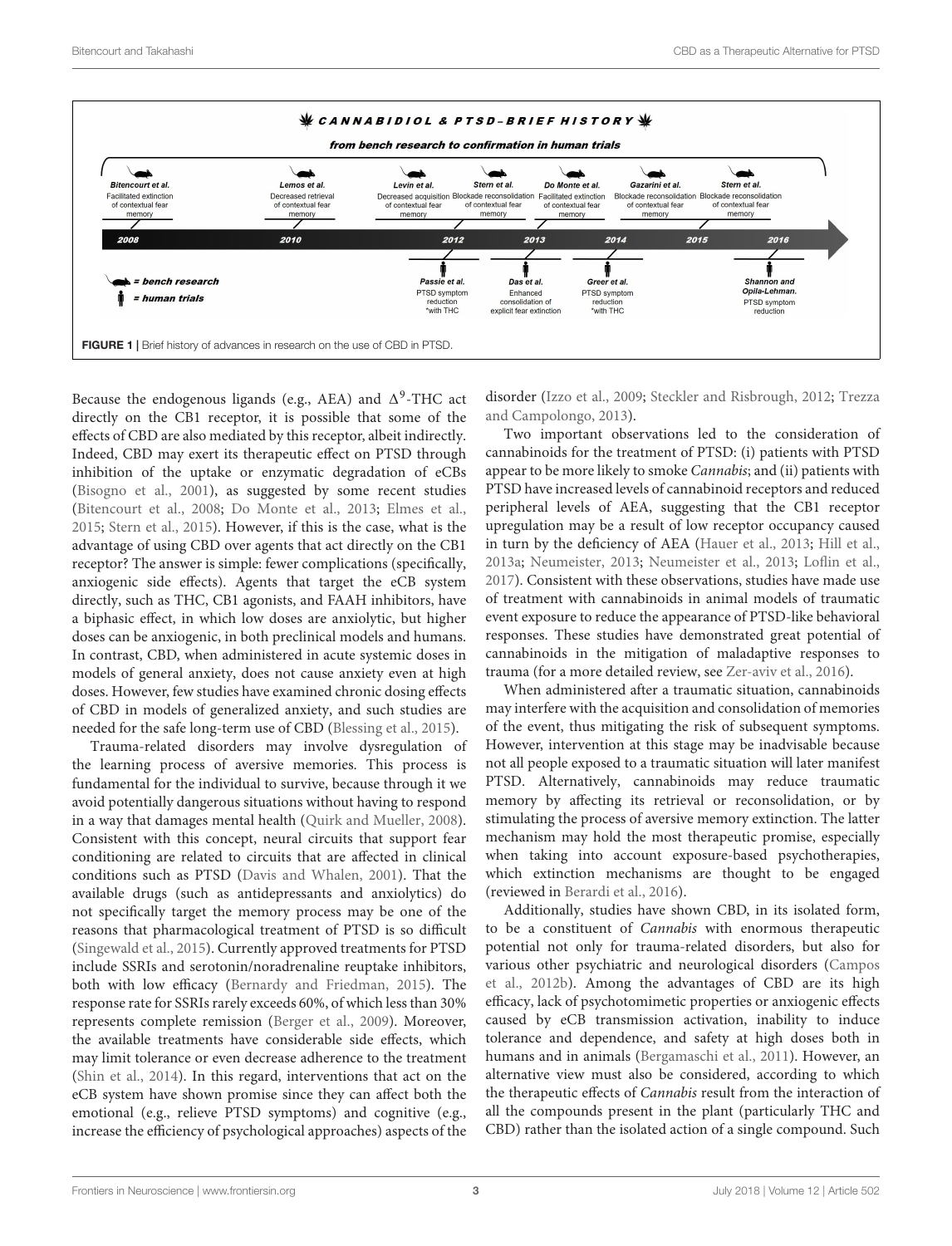**FIGURE 1** | Brief history of advances in research on the use of CBD in PTSD.

Because the endogenous ligands (e.g., AEA) and $\Delta^9$-THC act directly on the CB1 receptor, it is possible that some of the effects of CBD are also mediated by this receptor, albeit indirectly. Indeed, CBD may exert its therapeutic effect on PTSD through inhibition of the uptake or enzymatic degradation of eCBs (Bisogno et al., 2001), as suggested by some recent studies (Bitencourt et al., 2008; Do Monte et al., 2013; Elmes et al., 2015; Stern et al., 2015). However, if this is the case, what is the advantage of using CBD over agents that act directly on the CB1 receptor? The answer is simple: fewer complications (specifically, anxiogenic side effects). Agents that target the eCB system directly, such as THC, CB1 agonists, and FAAH inhibitors, have a biphasic effect, in which low doses are anxiolytic, but higher doses can be anxiogenic, in both preclinical models and humans. In contrast, CBD, when administered in acute systemic doses in models of general anxiety, does not cause anxiety even at high doses. However, few studies have examined chronic dosing effects of CBD in models of generalized anxiety, and such studies are needed for the safe long-term use of CBD (Blessing et al., 2015).

Trauma-related disorders may involve dysregulation of the learning process of aversive memories. This process is fundamental for the individual to survive, because through it we avoid potentially dangerous situations without having to respond in a way that damages mental health (Quirk and Mueller, 2008). Consistent with this concept, neural circuits that support fear conditioning are related to circuits that are affected in clinical conditions such as PTSD (Davis and Whalen, 2001). That the available drugs (such as antidepressants and anxiolytics) do not specifically target the memory process may be one of the reasons that pharmacological treatment of PTSD is so difficult (Singewald et al., 2015). Currently approved treatments for PTSD include SSRIs and serotonin/noradrenaline reuptake inhibitors, both with low efficacy (Bernardy and Friedman, 2015). The response rate for SSRIs rarely exceeds 60%, of which less than 30% represents complete remission (Berger et al., 2009). Moreover, the available treatments have considerable side effects, which may limit tolerance or even decrease adherence to the treatment (Shin et al., 2014). In this regard, interventions that act on the eCB system have shown promise since they can affect both the emotional (e.g., relieve PTSD symptoms) and cognitive (e.g., increase the efficiency of psychological approaches) aspects of the disorder (Izzo et al., 2009; Steckler and Risbrough, 2012; Trezza and Campolongo, 2013).

Two important observations led to the consideration of cannabinoids for the treatment of PTSD: (i) patients with PTSD appear to be more likely to smoke *Cannabis*; and (ii) patients with PTSD have increased levels of cannabinoid receptors and reduced peripheral levels of AEA, suggesting that the CB1 receptor upregulation may be a result of low receptor occupancy caused in turn by the deficiency of AEA (Hauer et al., 2013; Hill et al., 2013a; Neumeister, 2013; Neumeister et al., 2013; Loflin et al., 2017). Consistent with these observations, studies have made use of treatment with cannabinoids in animal models of traumatic event exposure to reduce the appearance of PTSD-like behavioral responses. These studies have demonstrated great potential of cannabinoids in the mitigation of maladaptive responses to trauma (for a more detailed review, see Zer-aviv et al., 2016).

When administered after a traumatic situation, cannabinoids may interfere with the acquisition and consolidation of memories of the event, thus mitigating the risk of subsequent symptoms. However, intervention at this stage may be inadvisable because not all people exposed to a traumatic situation will later manifest PTSD. Alternatively, cannabinoids may reduce traumatic memory by affecting its retrieval or reconsolidation, or by stimulating the process of aversive memory extinction. The latter mechanism may hold the most therapeutic promise, especially when taking into account exposure-based psychotherapies, which extinction mechanisms are thought to be engaged (reviewed in Berardi et al., 2016).

Additionally, studies have shown CBD, in its isolated form, to be a constituent of *Cannabis* with enormous therapeutic potential not only for trauma-related disorders, but also for various other psychiatric and neurological disorders (Campos et al., 2012b). Among the advantages of CBD are its high efficacy, lack of psychotomimetic properties or anxiogenic effects caused by eCB transmission activation, inability to induce tolerance and dependence, and safety at high doses both in humans and in animals (Bergamaschi et al., 2011). However, an alternative view must also be considered, according to which the therapeutic effects of *Cannabis* result from the interaction of all the compounds present in the plant (particularly THC and CBD) rather than the isolated action of a single compound. Such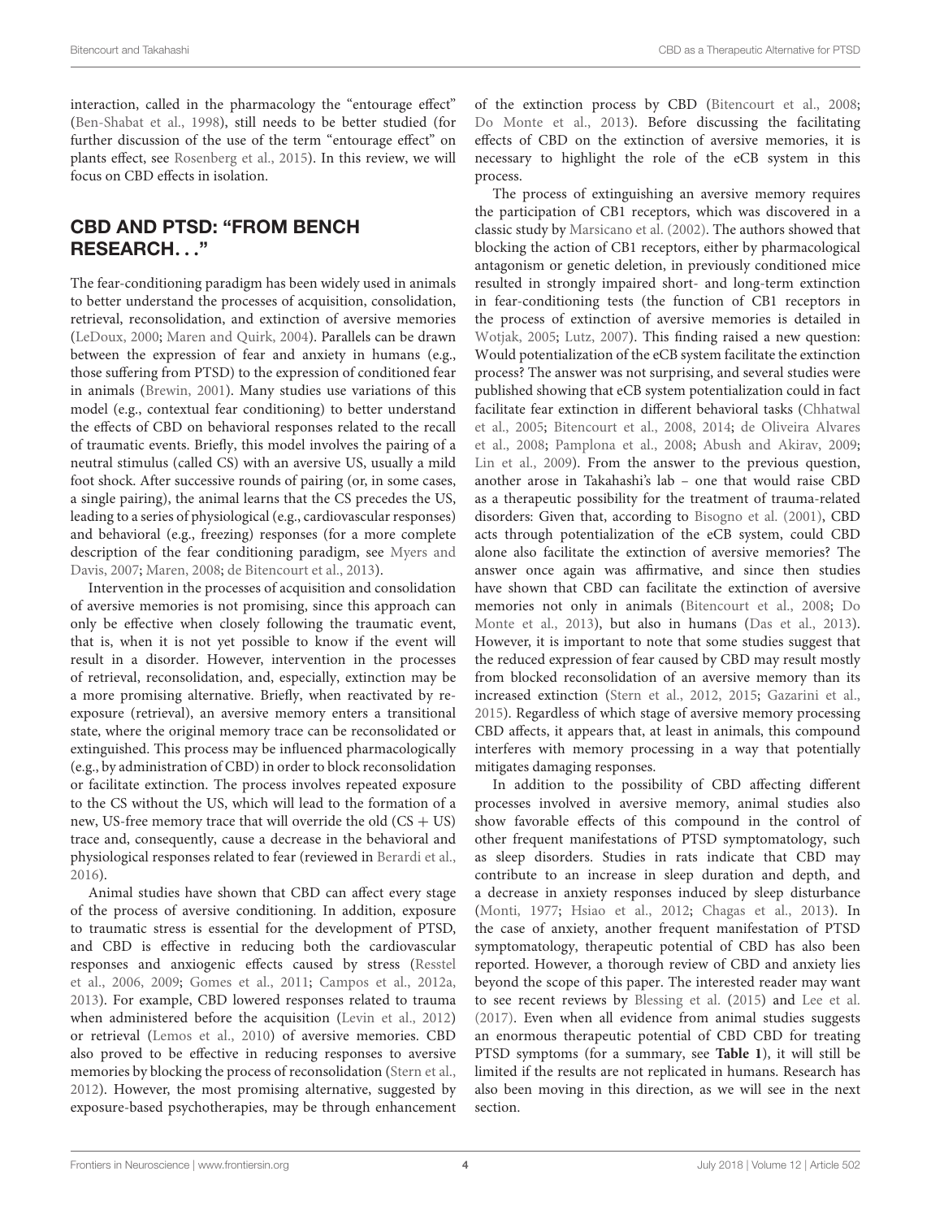interaction, called in the pharmacology the "entourage effect" (Ben-Shabat et al., 1998), still needs to be better studied (for further discussion of the use of the term "entourage effect" on plants effect, see Rosenberg et al., 2015). In this review, we will focus on CBD effects in isolation.

## CBD AND PTSD: "FROM BENCH RESEARCH. . ."

The fear-conditioning paradigm has been widely used in animals to better understand the processes of acquisition, consolidation, retrieval, reconsolidation, and extinction of aversive memories (LeDoux, 2000; Maren and Quirk, 2004). Parallels can be drawn between the expression of fear and anxiety in humans (e.g., those suffering from PTSD) to the expression of conditioned fear in animals (Brewin, 2001). Many studies use variations of this model (e.g., contextual fear conditioning) to better understand the effects of CBD on behavioral responses related to the recall of traumatic events. Briefly, this model involves the pairing of a neutral stimulus (called CS) with an aversive US, usually a mild foot shock. After successive rounds of pairing (or, in some cases, a single pairing), the animal learns that the CS precedes the US, leading to a series of physiological (e.g., cardiovascular responses) and behavioral (e.g., freezing) responses (for a more complete description of the fear conditioning paradigm, see Myers and Davis, 2007; Maren, 2008; de Bitencourt et al., 2013).

Intervention in the processes of acquisition and consolidation of aversive memories is not promising, since this approach can only be effective when closely following the traumatic event, that is, when it is not yet possible to know if the event will result in a disorder. However, intervention in the processes of retrieval, reconsolidation, and, especially, extinction may be a more promising alternative. Briefly, when reactivated by re-exposure (retrieval), an aversive memory enters a transitional state, where the original memory trace can be reconsolidated or extinguished. This process may be influenced pharmacologically (e.g., by administration of CBD) in order to block reconsolidation or facilitate extinction. The process involves repeated exposure to the CS without the US, which will lead to the formation of a new, US-free memory trace that will override the old (CS + US) trace and, consequently, cause a decrease in the behavioral and physiological responses related to fear (reviewed in Berardi et al., 2016).

Animal studies have shown that CBD can affect every stage of the process of aversive conditioning. In addition, exposure to traumatic stress is essential for the development of PTSD, and CBD is effective in reducing both the cardiovascular responses and anxiogenic effects caused by stress (Resstel et al., 2006, 2009; Gomes et al., 2011; Campos et al., 2012a, 2013). For example, CBD lowered responses related to trauma when administered before the acquisition (Levin et al., 2012) or retrieval (Lemos et al., 2010) of aversive memories. CBD also proved to be effective in reducing responses to aversive memories by blocking the process of reconsolidation (Stern et al., 2012). However, the most promising alternative, suggested by exposure-based psychotherapies, may be through enhancement of the extinction process by CBD (Bitencourt et al., 2008; Do Monte et al., 2013). Before discussing the facilitating effects of CBD on the extinction of aversive memories, it is necessary to highlight the role of the eCB system in this process.

The process of extinguishing an aversive memory requires the participation of CB1 receptors, which was discovered in a classic study by Marsicano et al. (2002). The authors showed that blocking the action of CB1 receptors, either by pharmacological antagonism or genetic deletion, in previously conditioned mice resulted in strongly impaired short- and long-term extinction in fear-conditioning tests (the function of CB1 receptors in the process of extinction of aversive memories is detailed in Wotjak, 2005; Lutz, 2007). This finding raised a new question: Would potentialization of the eCB system facilitate the extinction process? The answer was not surprising, and several studies were published showing that eCB system potentialization could in fact facilitate fear extinction in different behavioral tasks (Chhatwal et al., 2005; Bitencourt et al., 2008, 2014; de Oliveira Alvares et al., 2008; Pamplona et al., 2008; Abush and Akirav, 2009; Lin et al., 2009). From the answer to the previous question, another arose in Takahashi's lab – one that would raise CBD as a therapeutic possibility for the treatment of trauma-related disorders: Given that, according to Bisogno et al. (2001), CBD acts through potentialization of the eCB system, could CBD alone also facilitate the extinction of aversive memories? The answer once again was affirmative, and since then studies have shown that CBD can facilitate the extinction of aversive memories not only in animals (Bitencourt et al., 2008; Do Monte et al., 2013), but also in humans (Das et al., 2013). However, it is important to note that some studies suggest that the reduced expression of fear caused by CBD may result mostly from blocked reconsolidation of an aversive memory than its increased extinction (Stern et al., 2012, 2015; Gazarini et al., 2015). Regardless of which stage of aversive memory processing CBD affects, it appears that, at least in animals, this compound interferes with memory processing in a way that potentially mitigates damaging responses.

In addition to the possibility of CBD affecting different processes involved in aversive memory, animal studies also show favorable effects of this compound in the control of other frequent manifestations of PTSD symptomatology, such as sleep disorders. Studies in rats indicate that CBD may contribute to an increase in sleep duration and depth, and a decrease in anxiety responses induced by sleep disturbance (Monti, 1977; Hsiao et al., 2012; Chagas et al., 2013). In the case of anxiety, another frequent manifestation of PTSD symptomatology, therapeutic potential of CBD has also been reported. However, a thorough review of CBD and anxiety lies beyond the scope of this paper. The interested reader may want to see recent reviews by Blessing et al. (2015) and Lee et al. (2017). Even when all evidence from animal studies suggests an enormous therapeutic potential of CBD CBD for treating PTSD symptoms (for a summary, see **Table 1**), it will still be limited if the results are not replicated in humans. Research has also been moving in this direction, as we will see in the next section.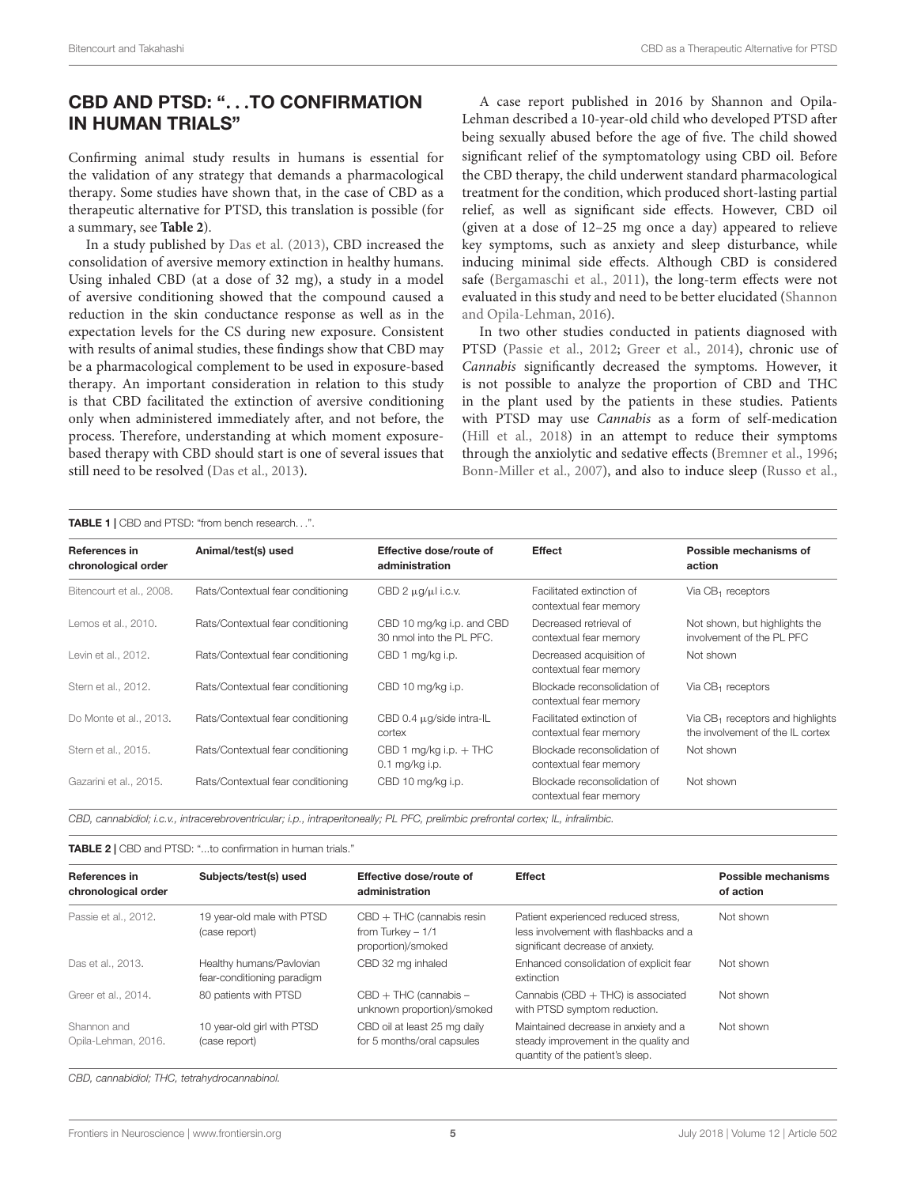## CBD AND PTSD: "...TO CONFIRMATION IN HUMAN TRIALS"

Confirming animal study results in humans is essential for the validation of any strategy that demands a pharmacological therapy. Some studies have shown that, in the case of CBD as a therapeutic alternative for PTSD, this translation is possible (for a summary, see **Table 2**).

In a study published by Das et al. (2013), CBD increased the consolidation of aversive memory extinction in healthy humans. Using inhaled CBD (at a dose of 32 mg), a study in a model of aversive conditioning showed that the compound caused a reduction in the skin conductance response as well as in the expectation levels for the CS during new exposure. Consistent with results of animal studies, these findings show that CBD may be a pharmacological complement to be used in exposure-based therapy. An important consideration in relation to this study is that CBD facilitated the extinction of aversive conditioning only when administered immediately after, and not before, the process. Therefore, understanding at which moment exposure-based therapy with CBD should start is one of several issues that still need to be resolved (Das et al., 2013).

A case report published in 2016 by Shannon and Opila-Lehman described a 10-year-old child who developed PTSD after being sexually abused before the age of five. The child showed significant relief of the symptomatology using CBD oil. Before the CBD therapy, the child underwent standard pharmacological treatment for the condition, which produced short-lasting partial relief, as well as significant side effects. However, CBD oil (given at a dose of 12–25 mg once a day) appeared to relieve key symptoms, such as anxiety and sleep disturbance, while inducing minimal side effects. Although CBD is considered safe (Bergamaschi et al., 2011), the long-term effects were not evaluated in this study and need to be better elucidated (Shannon and Opila-Lehman, 2016).

In two other studies conducted in patients diagnosed with PTSD (Passie et al., 2012; Greer et al., 2014), chronic use of *Cannabis* significantly decreased the symptoms. However, it is not possible to analyze the proportion of CBD and THC in the plant used by the patients in these studies. Patients with PTSD may use *Cannabis* as a form of self-medication (Hill et al., 2018) in an attempt to reduce their symptoms through the anxiolytic and sedative effects (Bremner et al., 1996; Bonn-Miller et al., 2007), and also to induce sleep (Russo et al.,

**TABLE 1** | CBD and PTSD: "from bench research...".

| References in chronological order | Animal/test(s) used | Effective dose/route of administration | Effect | Possible mechanisms of action |
|---|---|---|---|---|
| Bitencourt et al., 2008. | Rats/Contextual fear conditioning | CBD 2 μg/μl i.c.v. | Facilitated extinction of contextual fear memory | Via $CB_1$ receptors |
| Lemos et al., 2010. | Rats/Contextual fear conditioning | CBD 10 mg/kg i.p. and CBD 30 nmol into the PL PFC. | Decreased retrieval of contextual fear memory | Not shown, but highlights the involvement of the PL PFC |
| Levin et al., 2012. | Rats/Contextual fear conditioning | CBD 1 mg/kg i.p. | Decreased acquisition of contextual fear memory | Not shown |
| Stern et al., 2012. | Rats/Contextual fear conditioning | CBD 10 mg/kg i.p. | Blockade reconsolidation of contextual fear memory | Via $CB_1$ receptors |
| Do Monte et al., 2013. | Rats/Contextual fear conditioning | CBD 0.4 μg/side intra-IL cortex | Facilitated extinction of contextual fear memory | Via $CB_1$ receptors and highlights the involvement of the IL cortex |
| Stern et al., 2015. | Rats/Contextual fear conditioning | CBD 1 mg/kg i.p. + THC 0.1 mg/kg i.p. | Blockade reconsolidation of contextual fear memory | Not shown |
| Gazarini et al., 2015. | Rats/Contextual fear conditioning | CBD 10 mg/kg i.p. | Blockade reconsolidation of contextual fear memory | Not shown |

*CBD, cannabidiol; i.c.v., intracerebroventricular; i.p., intraperitoneally; PL PFC, prelimbic prefrontal cortex; IL, infralimbic.*

**TABLE 2** | CBD and PTSD: "...to confirmation in human trials."

| References in chronological order | Subjects/test(s) used | Effective dose/route of administration | Effect | Possible mechanisms of action |
|---|---|---|---|---|
| Passie et al., 2012. | 19 year-old male with PTSD (case report) | CBD + THC (cannabis resin from Turkey – 1/1 proportion)/smoked | Patient experienced reduced stress, less involvement with flashbacks and a significant decrease of anxiety. | Not shown |
| Das et al., 2013. | Healthy humans/Pavlovian fear-conditioning paradigm | CBD 32 mg inhaled | Enhanced consolidation of explicit fear extinction | Not shown |
| Greer et al., 2014. | 80 patients with PTSD | CBD + THC (cannabis – unknown proportion)/smoked | Cannabis (CBD + THC) is associated with PTSD symptom reduction. | Not shown |
| Shannon and Opila-Lehman, 2016. | 10 year-old girl with PTSD (case report) | CBD oil at least 25 mg daily for 5 months/oral capsules | Maintained decrease in anxiety and a steady improvement in the quality and quantity of the patient's sleep. | Not shown |

*CBD, cannabidiol; THC, tetrahydrocannabinol.*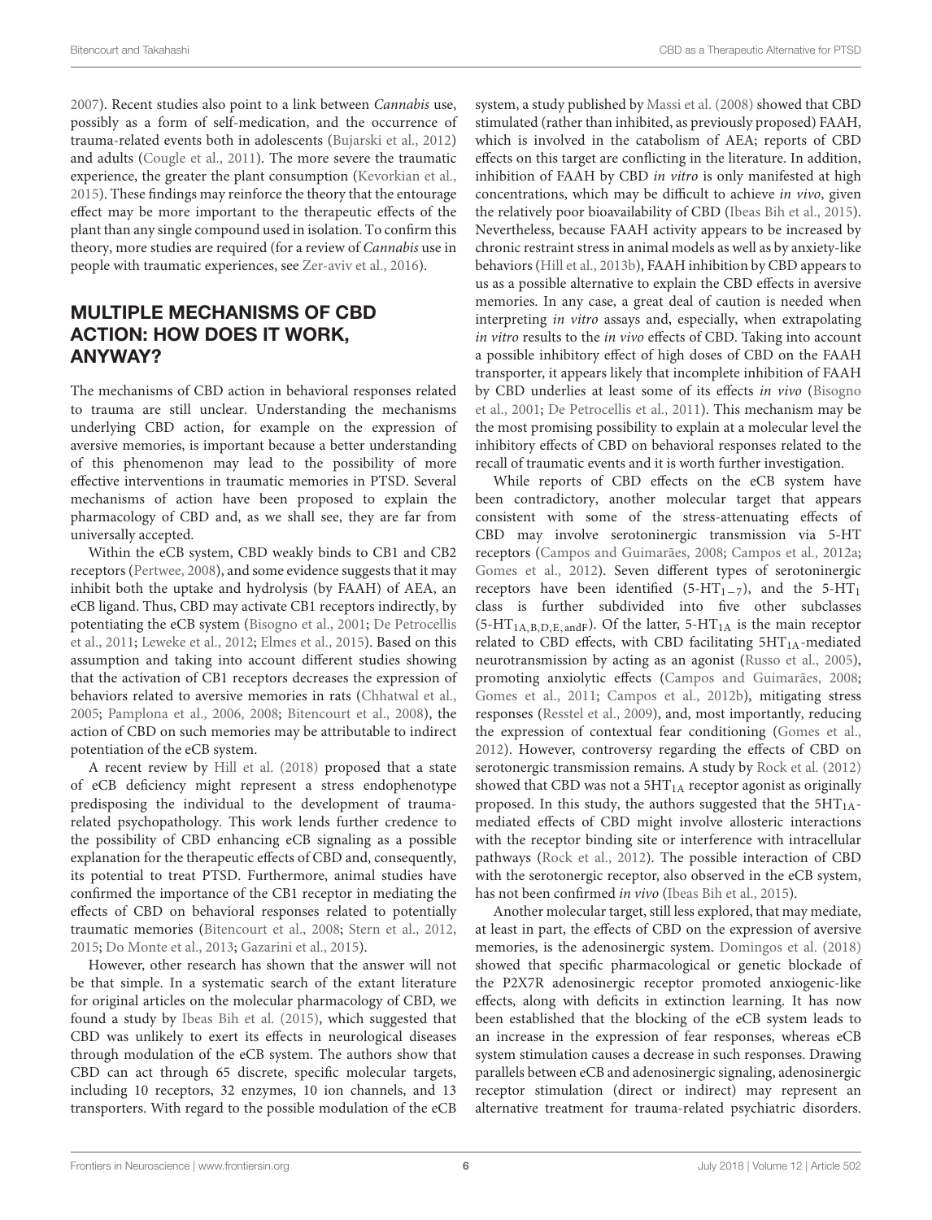2007). Recent studies also point to a link between *Cannabis* use, possibly as a form of self-medication, and the occurrence of trauma-related events both in adolescents (Bujarski et al., 2012) and adults (Cougle et al., 2011). The more severe the traumatic experience, the greater the plant consumption (Kevorkian et al., 2015). These findings may reinforce the theory that the entourage effect may be more important to the therapeutic effects of the plant than any single compound used in isolation. To confirm this theory, more studies are required (for a review of *Cannabis* use in people with traumatic experiences, see Zer-aviv et al., 2016).

## MULTIPLE MECHANISMS OF CBD ACTION: HOW DOES IT WORK, ANYWAY?

The mechanisms of CBD action in behavioral responses related to trauma are still unclear. Understanding the mechanisms underlying CBD action, for example on the expression of aversive memories, is important because a better understanding of this phenomenon may lead to the possibility of more effective interventions in traumatic memories in PTSD. Several mechanisms of action have been proposed to explain the pharmacology of CBD and, as we shall see, they are far from universally accepted.

Within the eCB system, CBD weakly binds to CB1 and CB2 receptors (Pertwee, 2008), and some evidence suggests that it may inhibit both the uptake and hydrolysis (by FAAH) of AEA, an eCB ligand. Thus, CBD may activate CB1 receptors indirectly, by potentiating the eCB system (Bisogno et al., 2001; De Petrocellis et al., 2011; Leweke et al., 2012; Elmes et al., 2015). Based on this assumption and taking into account different studies showing that the activation of CB1 receptors decreases the expression of behaviors related to aversive memories in rats (Chhatwal et al., 2005; Pamplona et al., 2006, 2008; Bitencourt et al., 2008), the action of CBD on such memories may be attributable to indirect potentiation of the eCB system.

A recent review by Hill et al. (2018) proposed that a state of eCB deficiency might represent a stress endophenotype predisposing the individual to the development of trauma-related psychopathology. This work lends further credence to the possibility of CBD enhancing eCB signaling as a possible explanation for the therapeutic effects of CBD and, consequently, its potential to treat PTSD. Furthermore, animal studies have confirmed the importance of the CB1 receptor in mediating the effects of CBD on behavioral responses related to potentially traumatic memories (Bitencourt et al., 2008; Stern et al., 2012, 2015; Do Monte et al., 2013; Gazarini et al., 2015).

However, other research has shown that the answer will not be that simple. In a systematic search of the extant literature for original articles on the molecular pharmacology of CBD, we found a study by Ibeas Bih et al. (2015), which suggested that CBD was unlikely to exert its effects in neurological diseases through modulation of the eCB system. The authors show that CBD can act through 65 discrete, specific molecular targets, including 10 receptors, 32 enzymes, 10 ion channels, and 13 transporters. With regard to the possible modulation of the eCB system, a study published by Massi et al. (2008) showed that CBD stimulated (rather than inhibited, as previously proposed) FAAH, which is involved in the catabolism of AEA; reports of CBD effects on this target are conflicting in the literature. In addition, inhibition of FAAH by CBD *in vitro* is only manifested at high concentrations, which may be difficult to achieve *in vivo*, given the relatively poor bioavailability of CBD (Ibeas Bih et al., 2015). Nevertheless, because FAAH activity appears to be increased by chronic restraint stress in animal models as well as by anxiety-like behaviors (Hill et al., 2013b), FAAH inhibition by CBD appears to us as a possible alternative to explain the CBD effects in aversive memories. In any case, a great deal of caution is needed when interpreting *in vitro* assays and, especially, when extrapolating *in vitro* results to the *in vivo* effects of CBD. Taking into account a possible inhibitory effect of high doses of CBD on the FAAH transporter, it appears likely that incomplete inhibition of FAAH by CBD underlies at least some of its effects *in vivo* (Bisogno et al., 2001; De Petrocellis et al., 2011). This mechanism may be the most promising possibility to explain at a molecular level the inhibitory effects of CBD on behavioral responses related to the recall of traumatic events and it is worth further investigation.

While reports of CBD effects on the eCB system have been contradictory, another molecular target that appears consistent with some of the stress-attenuating effects of CBD may involve serotoninergic transmission via 5-HT receptors (Campos and Guimarães, 2008; Campos et al., 2012a; Gomes et al., 2012). Seven different types of serotoninergic receptors have been identified ($5\text{-HT}_{1-7}$), and the $5\text{-HT}_1$ class is further subdivided into five other subclasses ($5\text{-HT}_{1A,B,D,E,\,andF}$). Of the latter, $5\text{-HT}_{1A}$ is the main receptor related to CBD effects, with CBD facilitating $5HT_{1A}$-mediated neurotransmission by acting as an agonist (Russo et al., 2005), promoting anxiolytic effects (Campos and Guimarães, 2008; Gomes et al., 2011; Campos et al., 2012b), mitigating stress responses (Resstel et al., 2009), and, most importantly, reducing the expression of contextual fear conditioning (Gomes et al., 2012). However, controversy regarding the effects of CBD on serotonergic transmission remains. A study by Rock et al. (2012) showed that CBD was not a $5HT_{1A}$ receptor agonist as originally proposed. In this study, the authors suggested that the $5HT_{1A}$-mediated effects of CBD might involve allosteric interactions with the receptor binding site or interference with intracellular pathways (Rock et al., 2012). The possible interaction of CBD with the serotonergic receptor, also observed in the eCB system, has not been confirmed *in vivo* (Ibeas Bih et al., 2015).

Another molecular target, still less explored, that may mediate, at least in part, the effects of CBD on the expression of aversive memories, is the adenosinergic system. Domingos et al. (2018) showed that specific pharmacological or genetic blockade of the P2X7R adenosinergic receptor promoted anxiogenic-like effects, along with deficits in extinction learning. It has now been established that the blocking of the eCB system leads to an increase in the expression of fear responses, whereas eCB system stimulation causes a decrease in such responses. Drawing parallels between eCB and adenosinergic signaling, adenosinergic receptor stimulation (direct or indirect) may represent an alternative treatment for trauma-related psychiatric disorders.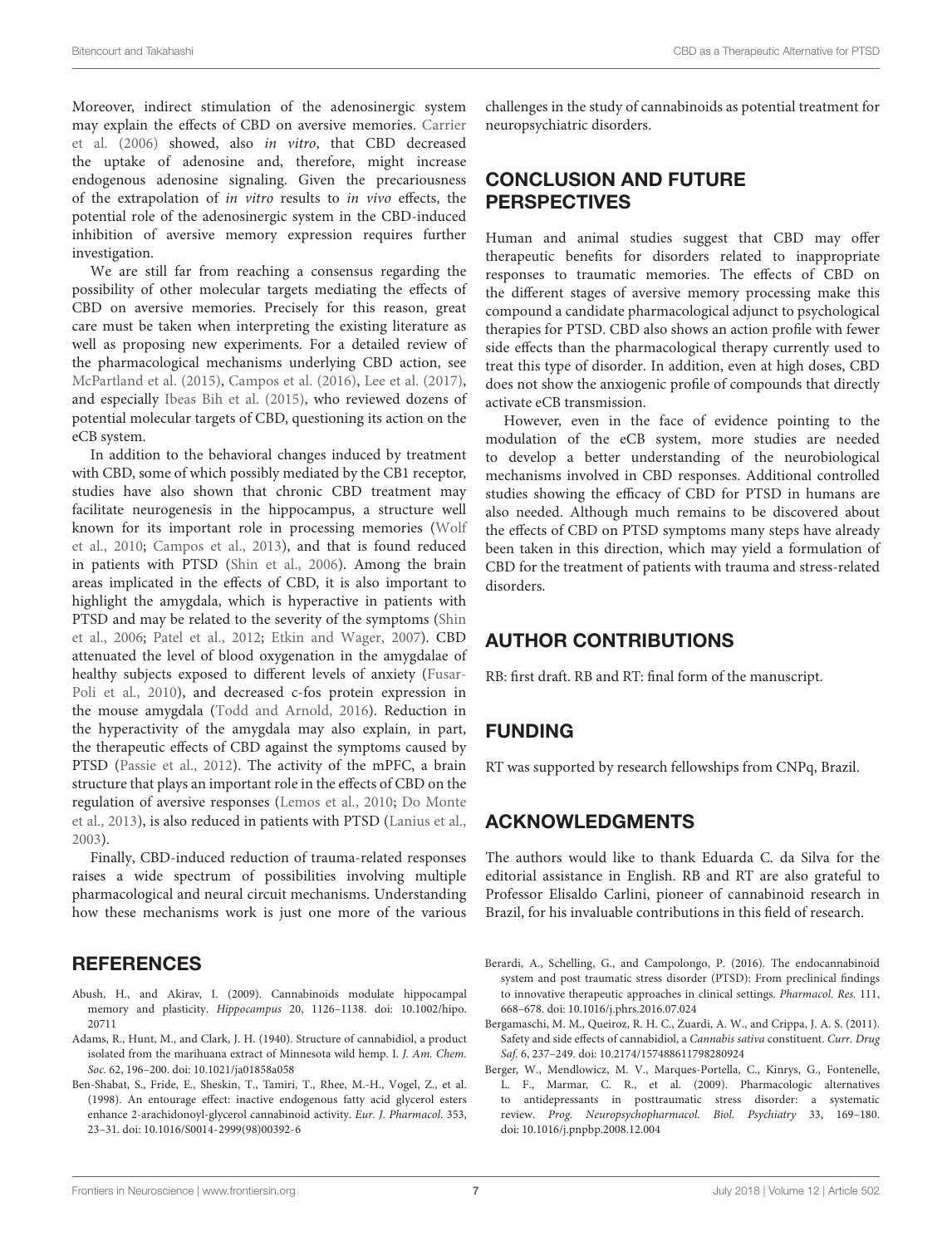Moreover, indirect stimulation of the adenosinergic system may explain the effects of CBD on aversive memories. Carrier et al. (2006) showed, also *in vitro*, that CBD decreased the uptake of adenosine and, therefore, might increase endogenous adenosine signaling. Given the precariousness of the extrapolation of *in vitro* results to *in vivo* effects, the potential role of the adenosinergic system in the CBD-induced inhibition of aversive memory expression requires further investigation.

We are still far from reaching a consensus regarding the possibility of other molecular targets mediating the effects of CBD on aversive memories. Precisely for this reason, great care must be taken when interpreting the existing literature as well as proposing new experiments. For a detailed review of the pharmacological mechanisms underlying CBD action, see McPartland et al. (2015), Campos et al. (2016), Lee et al. (2017), and especially Ibeas Bih et al. (2015), who reviewed dozens of potential molecular targets of CBD, questioning its action on the eCB system.

In addition to the behavioral changes induced by treatment with CBD, some of which possibly mediated by the CB1 receptor, studies have also shown that chronic CBD treatment may facilitate neurogenesis in the hippocampus, a structure well known for its important role in processing memories (Wolf et al., 2010; Campos et al., 2013), and that is found reduced in patients with PTSD (Shin et al., 2006). Among the brain areas implicated in the effects of CBD, it is also important to highlight the amygdala, which is hyperactive in patients with PTSD and may be related to the severity of the symptoms (Shin et al., 2006; Patel et al., 2012; Etkin and Wager, 2007). CBD attenuated the level of blood oxygenation in the amygdalae of healthy subjects exposed to different levels of anxiety (Fusar-Poli et al., 2010), and decreased c-fos protein expression in the mouse amygdala (Todd and Arnold, 2016). Reduction in the hyperactivity of the amygdala may also explain, in part, the therapeutic effects of CBD against the symptoms caused by PTSD (Passie et al., 2012). The activity of the mPFC, a brain structure that plays an important role in the effects of CBD on the regulation of aversive responses (Lemos et al., 2010; Do Monte et al., 2013), is also reduced in patients with PTSD (Lanius et al., 2003).

Finally, CBD-induced reduction of trauma-related responses raises a wide spectrum of possibilities involving multiple pharmacological and neural circuit mechanisms. Understanding how these mechanisms work is just one more of the various challenges in the study of cannabinoids as potential treatment for neuropsychiatric disorders.

## CONCLUSION AND FUTURE PERSPECTIVES

Human and animal studies suggest that CBD may offer therapeutic benefits for disorders related to inappropriate responses to traumatic memories. The effects of CBD on the different stages of aversive memory processing make this compound a candidate pharmacological adjunct to psychological therapies for PTSD. CBD also shows an action profile with fewer side effects than the pharmacological therapy currently used to treat this type of disorder. In addition, even at high doses, CBD does not show the anxiogenic profile of compounds that directly activate eCB transmission.

However, even in the face of evidence pointing to the modulation of the eCB system, more studies are needed to develop a better understanding of the neurobiological mechanisms involved in CBD responses. Additional controlled studies showing the efficacy of CBD for PTSD in humans are also needed. Although much remains to be discovered about the effects of CBD on PTSD symptoms many steps have already been taken in this direction, which may yield a formulation of CBD for the treatment of patients with trauma and stress-related disorders.

## AUTHOR CONTRIBUTIONS

RB: first draft. RB and RT: final form of the manuscript.

## FUNDING

RT was supported by research fellowships from CNPq, Brazil.

## ACKNOWLEDGMENTS

The authors would like to thank Eduarda C. da Silva for the editorial assistance in English. RB and RT are also grateful to Professor Elisaldo Carlini, pioneer of cannabinoid research in Brazil, for his invaluable contributions in this field of research.

## REFERENCES

Abush, H., and Akirav, I. (2009). Cannabinoids modulate hippocampal memory and plasticity. *Hippocampus* 20, 1126–1138. doi: 10.1002/hipo.20711

Adams, R., Hunt, M., and Clark, J. H. (1940). Structure of cannabidiol, a product isolated from the marihuana extract of Minnesota wild hemp. I. *J. Am. Chem. Soc.* 62, 196–200. doi: 10.1021/ja01858a058

Ben-Shabat, S., Fride, E., Sheskin, T., Tamiri, T., Rhee, M.-H., Vogel, Z., et al. (1998). An entourage effect: inactive endogenous fatty acid glycerol esters enhance 2-arachidonoyl-glycerol cannabinoid activity. *Eur. J. Pharmacol.* 353, 23–31. doi: 10.1016/S0014-2999(98)00392-6

Berardi, A., Schelling, G., and Campolongo, P. (2016). The endocannabinoid system and post traumatic stress disorder (PTSD): From preclinical findings to innovative therapeutic approaches in clinical settings. *Pharmacol. Res.* 111, 668–678. doi: 10.1016/j.phrs.2016.07.024

Bergamaschi, M. M., Queiroz, R. H. C., Zuardi, A. W., and Crippa, J. A. S. (2011). Safety and side effects of cannabidiol, a *Cannabis sativa* constituent. *Curr. Drug Saf.* 6, 237–249. doi: 10.2174/157488611798280924

Berger, W., Mendlowicz, M. V., Marques-Portella, C., Kinrys, G., Fontenelle, L. F., Marmar, C. R., et al. (2009). Pharmacologic alternatives to antidepressants in posttraumatic stress disorder: a systematic review. *Prog. Neuropsychopharmacol. Biol. Psychiatry* 33, 169–180. doi: 10.1016/j.pnpbp.2008.12.004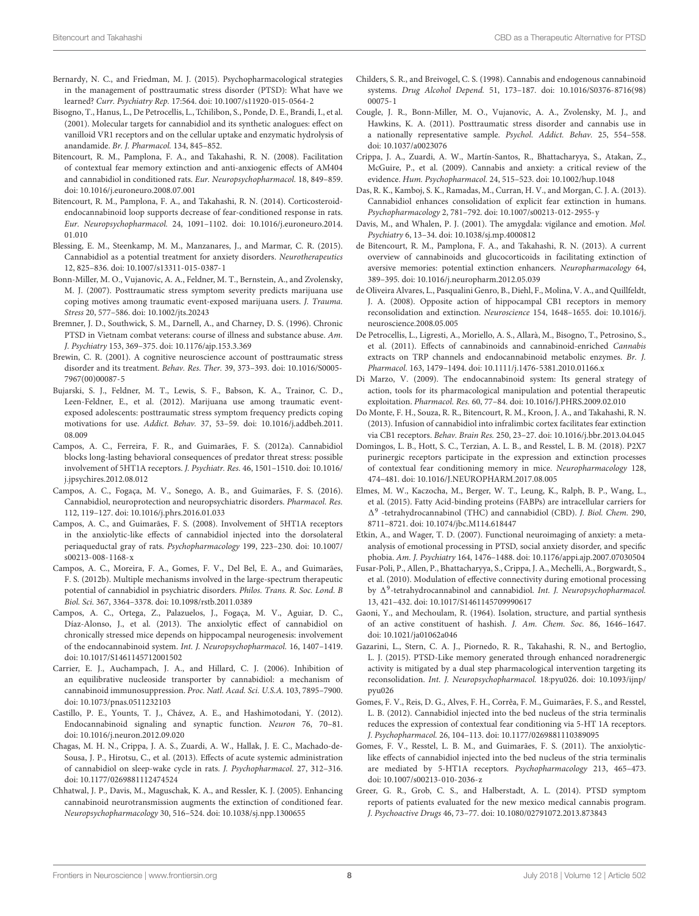Bernardy, N. C., and Friedman, M. J. (2015). Psychopharmacological strategies in the management of posttraumatic stress disorder (PTSD): What have we learned? *Curr. Psychiatry Rep.* 17:564. doi: 10.1007/s11920-015-0564-2

Bisogno, T., Hanus, L., De Petrocellis, L., Tchilibon, S., Ponde, D. E., Brandi, I., et al. (2001). Molecular targets for cannabidiol and its synthetic analogues: effect on vanilloid VR1 receptors and on the cellular uptake and enzymatic hydrolysis of anandamide. *Br. J. Pharmacol.* 134, 845–852.

Bitencourt, R. M., Pamplona, F. A., and Takahashi, R. N. (2008). Facilitation of contextual fear memory extinction and anti-anxiogenic effects of AM404 and cannabidiol in conditioned rats. *Eur. Neuropsychopharmacol.* 18, 849–859. doi: 10.1016/j.euroneuro.2008.07.001

Bitencourt, R. M., Pamplona, F. A., and Takahashi, R. N. (2014). Corticosteroid-endocannabinoid loop supports decrease of fear-conditioned response in rats. *Eur. Neuropsychopharmacol.* 24, 1091–1102. doi: 10.1016/j.euroneuro.2014.01.010

Blessing, E. M., Steenkamp, M. M., Manzanares, J., and Marmar, C. R. (2015). Cannabidiol as a potential treatment for anxiety disorders. *Neurotherapeutics* 12, 825–836. doi: 10.1007/s13311-015-0387-1

Bonn-Miller, M. O., Vujanovic, A. A., Feldner, M. T., Bernstein, A., and Zvolensky, M. J. (2007). Posttraumatic stress symptom severity predicts marijuana use coping motives among traumatic event-exposed marijuana users. *J. Trauma. Stress* 20, 577–586. doi: 10.1002/jts.20243

Bremner, J. D., Southwick, S. M., Darnell, A., and Charney, D. S. (1996). Chronic PTSD in Vietnam combat veterans: course of illness and substance abuse. *Am. J. Psychiatry* 153, 369–375. doi: 10.1176/ajp.153.3.369

Brewin, C. R. (2001). A cognitive neuroscience account of posttraumatic stress disorder and its treatment. *Behav. Res. Ther.* 39, 373–393. doi: 10.1016/S0005-7967(00)00087-5

Bujarski, S. J., Feldner, M. T., Lewis, S. F., Babson, K. A., Trainor, C. D., Leen-Feldner, E., et al. (2012). Marijuana use among traumatic event-exposed adolescents: posttraumatic stress symptom frequency predicts coping motivations for use. *Addict. Behav.* 37, 53–59. doi: 10.1016/j.addbeh.2011.08.009

Campos, A. C., Ferreira, F. R., and Guimarães, F. S. (2012a). Cannabidiol blocks long-lasting behavioral consequences of predator threat stress: possible involvement of 5HT1A receptors. *J. Psychiatr. Res.* 46, 1501–1510. doi: 10.1016/j.jpsychires.2012.08.012

Campos, A. C., Fogaça, M. V., Sonego, A. B., and Guimarães, F. S. (2016). Cannabidiol, neuroprotection and neuropsychiatric disorders. *Pharmacol. Res.* 112, 119–127. doi: 10.1016/j.phrs.2016.01.033

Campos, A. C., and Guimarães, F. S. (2008). Involvement of 5HT1A receptors in the anxiolytic-like effects of cannabidiol injected into the dorsolateral periaqueductal gray of rats. *Psychopharmacology* 199, 223–230. doi: 10.1007/s00213-008-1168-x

Campos, A. C., Moreira, F. A., Gomes, F. V., Del Bel, E. A., and Guimarães, F. S. (2012b). Multiple mechanisms involved in the large-spectrum therapeutic potential of cannabidiol in psychiatric disorders. *Philos. Trans. R. Soc. Lond. B Biol. Sci.* 367, 3364–3378. doi: 10.1098/rstb.2011.0389

Campos, A. C., Ortega, Z., Palazuelos, J., Fogaça, M. V., Aguiar, D. C., Díaz-Alonso, J., et al. (2013). The anxiolytic effect of cannabidiol on chronically stressed mice depends on hippocampal neurogenesis: involvement of the endocannabinoid system. *Int. J. Neuropsychopharmacol.* 16, 1407–1419. doi: 10.1017/S1461145712001502

Carrier, E. J., Auchampach, J. A., and Hillard, C. J. (2006). Inhibition of an equilibrative nucleoside transporter by cannabidiol: a mechanism of cannabinoid immunosuppression. *Proc. Natl. Acad. Sci. U.S.A.* 103, 7895–7900. doi: 10.1073/pnas.0511232103

Castillo, P. E., Younts, T. J., Chávez, A. E., and Hashimotodani, Y. (2012). Endocannabinoid signaling and synaptic function. *Neuron* 76, 70–81. doi: 10.1016/j.neuron.2012.09.020

Chagas, M. H. N., Crippa, J. A. S., Zuardi, A. W., Hallak, J. E. C., Machado-de-Sousa, J. P., Hirotsu, C., et al. (2013). Effects of acute systemic administration of cannabidiol on sleep-wake cycle in rats. *J. Psychopharmacol.* 27, 312–316. doi: 10.1177/0269881112474524

Chhatwal, J. P., Davis, M., Maguschak, K. A., and Ressler, K. J. (2005). Enhancing cannabinoid neurotransmission augments the extinction of conditioned fear. *Neuropsychopharmacology* 30, 516–524. doi: 10.1038/sj.npp.1300655

Childers, S. R., and Breivogel, C. S. (1998). Cannabis and endogenous cannabinoid systems. *Drug Alcohol Depend.* 51, 173–187. doi: 10.1016/S0376-8716(98)00075-1

Cougle, J. R., Bonn-Miller, M. O., Vujanovic, A. A., Zvolensky, M. J., and Hawkins, K. A. (2011). Posttraumatic stress disorder and cannabis use in a nationally representative sample. *Psychol. Addict. Behav.* 25, 554–558. doi: 10.1037/a0023076

Crippa, J. A., Zuardi, A. W., Martín-Santos, R., Bhattacharyya, S., Atakan, Z., McGuire, P., et al. (2009). Cannabis and anxiety: a critical review of the evidence. *Hum. Psychopharmacol.* 24, 515–523. doi: 10.1002/hup.1048

Das, R. K., Kamboj, S. K., Ramadas, M., Curran, H. V., and Morgan, C. J. A. (2013). Cannabidiol enhances consolidation of explicit fear extinction in humans. *Psychopharmacology* 2, 781–792. doi: 10.1007/s00213-012-2955-y

Davis, M., and Whalen, P. J. (2001). The amygdala: vigilance and emotion. *Mol. Psychiatry* 6, 13–34. doi: 10.1038/sj.mp.4000812

de Bitencourt, R. M., Pamplona, F. A., and Takahashi, R. N. (2013). A current overview of cannabinoids and glucocorticoids in facilitating extinction of aversive memories: potential extinction enhancers. *Neuropharmacology* 64, 389–395. doi: 10.1016/j.neuropharm.2012.05.039

de Oliveira Alvares, L., Pasqualini Genro, B., Diehl, F., Molina, V. A., and Quillfeldt, J. A. (2008). Opposite action of hippocampal CB1 receptors in memory reconsolidation and extinction. *Neuroscience* 154, 1648–1655. doi: 10.1016/j.neuroscience.2008.05.005

De Petrocellis, L., Ligresti, A., Moriello, A. S., Allarà, M., Bisogno, T., Petrosino, S., et al. (2011). Effects of cannabinoids and cannabinoid-enriched *Cannabis* extracts on TRP channels and endocannabinoid metabolic enzymes. *Br. J. Pharmacol.* 163, 1479–1494. doi: 10.1111/j.1476-5381.2010.01166.x

Di Marzo, V. (2009). The endocannabinoid system: Its general strategy of action, tools for its pharmacological manipulation and potential therapeutic exploitation. *Pharmacol. Res.* 60, 77–84. doi: 10.1016/J.PHRS.2009.02.010

Do Monte, F. H., Souza, R. R., Bitencourt, R. M., Kroon, J. A., and Takahashi, R. N. (2013). Infusion of cannabidiol into infralimbic cortex facilitates fear extinction via CB1 receptors. *Behav. Brain Res.* 250, 23–27. doi: 10.1016/j.bbr.2013.04.045

Domingos, L. B., Hott, S. C., Terzian, A. L. B., and Resstel, L. B. M. (2018). P2X7 purinergic receptors participate in the expression and extinction processes of contextual fear conditioning memory in mice. *Neuropharmacology* 128, 474–481. doi: 10.1016/J.NEUROPHARM.2017.08.005

Elmes, M. W., Kaczocha, M., Berger, W. T., Leung, K., Ralph, B. P., Wang, L., et al. (2015). Fatty Acid-binding proteins (FABPs) are intracellular carriers for $\Delta^9$ -tetrahydrocannabinol (THC) and cannabidiol (CBD). *J. Biol. Chem.* 290, 8711–8721. doi: 10.1074/jbc.M114.618447

Etkin, A., and Wager, T. D. (2007). Functional neuroimaging of anxiety: a meta-analysis of emotional processing in PTSD, social anxiety disorder, and specific phobia. *Am. J. Psychiatry* 164, 1476–1488. doi: 10.1176/appi.ajp.2007.07030504

Fusar-Poli, P., Allen, P., Bhattacharyya, S., Crippa, J. A., Mechelli, A., Borgwardt, S., et al. (2010). Modulation of effective connectivity during emotional processing by $\Delta^9$-tetrahydrocannabinol and cannabidiol. *Int. J. Neuropsychopharmacol.* 13, 421–432. doi: 10.1017/S1461145709990617

Gaoni, Y., and Mechoulam, R. (1964). Isolation, structure, and partial synthesis of an active constituent of hashish. *J. Am. Chem. Soc.* 86, 1646–1647. doi: 10.1021/ja01062a046

Gazarini, L., Stern, C. A. J., Piornedo, R. R., Takahashi, R. N., and Bertoglio, L. J. (2015). PTSD-Like memory generated through enhanced noradrenergic activity is mitigated by a dual step pharmacological intervention targeting its reconsolidation. *Int. J. Neuropsychopharmacol.* 18:pyu026. doi: 10.1093/ijnp/pyu026

Gomes, F. V., Reis, D. G., Alves, F. H., Corrêa, F. M., Guimarães, F. S., and Resstel, L. B. (2012). Cannabidiol injected into the bed nucleus of the stria terminalis reduces the expression of contextual fear conditioning via 5-HT 1A receptors. *J. Psychopharmacol.* 26, 104–113. doi: 10.1177/0269881110389095

Gomes, F. V., Resstel, L. B. M., and Guimarães, F. S. (2011). The anxiolytic-like effects of cannabidiol injected into the bed nucleus of the stria terminalis are mediated by 5-HT1A receptors. *Psychopharmacology* 213, 465–473. doi: 10.1007/s00213-010-2036-z

Greer, G. R., Grob, C. S., and Halberstadt, A. L. (2014). PTSD symptom reports of patients evaluated for the new mexico medical cannabis program. *J. Psychoactive Drugs* 46, 73–77. doi: 10.1080/02791072.2013.873843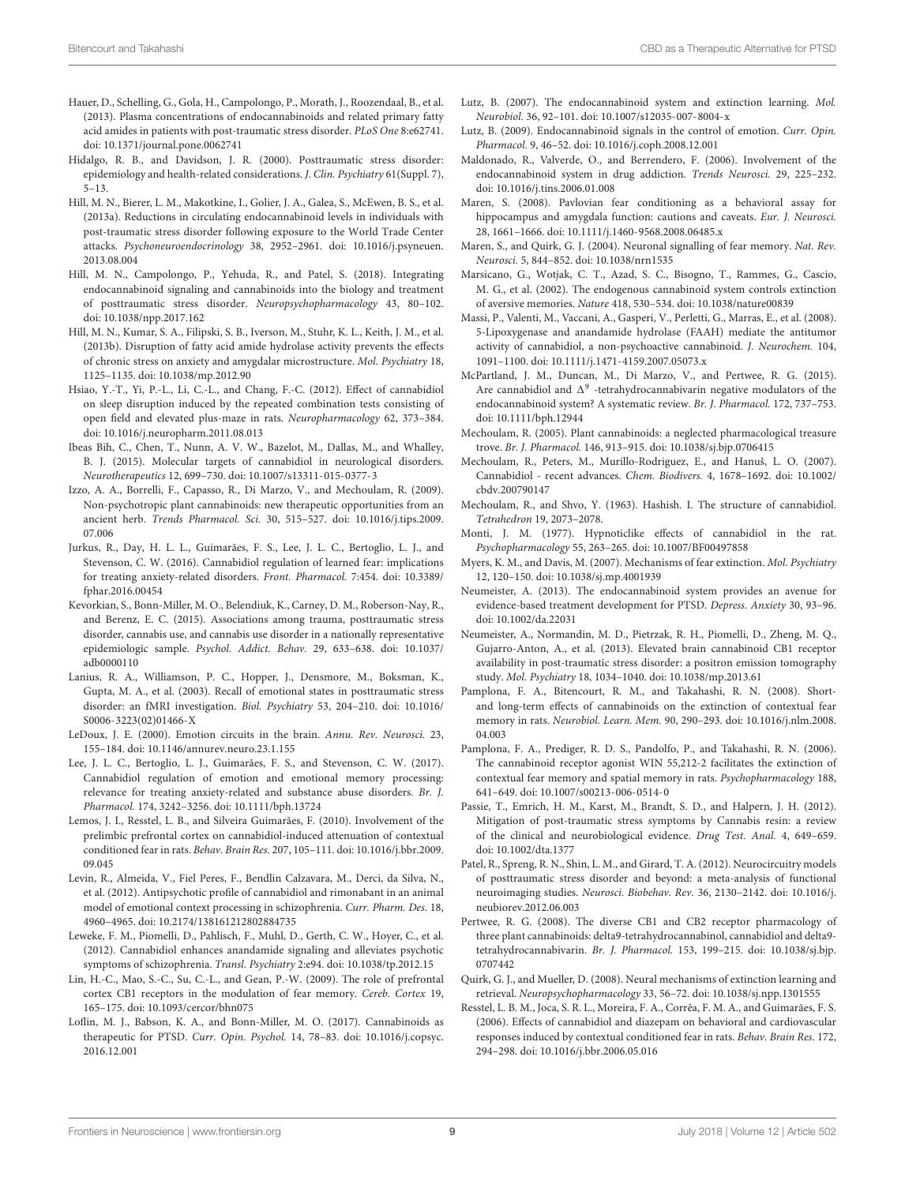Hauer, D., Schelling, G., Gola, H., Campolongo, P., Morath, J., Roozendaal, B., et al. (2013). Plasma concentrations of endocannabinoids and related primary fatty acid amides in patients with post-traumatic stress disorder. *PLoS One* 8:e62741. doi: 10.1371/journal.pone.0062741

Hidalgo, R. B., and Davidson, J. R. (2000). Posttraumatic stress disorder: epidemiology and health-related considerations. *J. Clin. Psychiatry* 61(Suppl. 7), 5–13.

Hill, M. N., Bierer, L. M., Makotkine, I., Golier, J. A., Galea, S., McEwen, B. S., et al. (2013a). Reductions in circulating endocannabinoid levels in individuals with post-traumatic stress disorder following exposure to the World Trade Center attacks. *Psychoneuroendocrinology* 38, 2952–2961. doi: 10.1016/j.psyneuen.2013.08.004

Hill, M. N., Campolongo, P., Yehuda, R., and Patel, S. (2018). Integrating endocannabinoid signaling and cannabinoids into the biology and treatment of posttraumatic stress disorder. *Neuropsychopharmacology* 43, 80–102. doi: 10.1038/npp.2017.162

Hill, M. N., Kumar, S. A., Filipski, S. B., Iverson, M., Stuhr, K. L., Keith, J. M., et al. (2013b). Disruption of fatty acid amide hydrolase activity prevents the effects of chronic stress on anxiety and amygdalar microstructure. *Mol. Psychiatry* 18, 1125–1135. doi: 10.1038/mp.2012.90

Hsiao, Y.-T., Yi, P.-L., Li, C.-L., and Chang, F.-C. (2012). Effect of cannabidiol on sleep disruption induced by the repeated combination tests consisting of open field and elevated plus-maze in rats. *Neuropharmacology* 62, 373–384. doi: 10.1016/j.neuropharm.2011.08.013

Ibeas Bih, C., Chen, T., Nunn, A. V. W., Bazelot, M., Dallas, M., and Whalley, B. J. (2015). Molecular targets of cannabidiol in neurological disorders. *Neurotherapeutics* 12, 699–730. doi: 10.1007/s13311-015-0377-3

Izzo, A. A., Borrelli, F., Capasso, R., Di Marzo, V., and Mechoulam, R. (2009). Non-psychotropic plant cannabinoids: new therapeutic opportunities from an ancient herb. *Trends Pharmacol. Sci.* 30, 515–527. doi: 10.1016/j.tips.2009.07.006

Jurkus, R., Day, H. L. L., Guimarães, F. S., Lee, J. L. C., Bertoglio, L. J., and Stevenson, C. W. (2016). Cannabidiol regulation of learned fear: implications for treating anxiety-related disorders. *Front. Pharmacol.* 7:454. doi: 10.3389/fphar.2016.00454

Kevorkian, S., Bonn-Miller, M. O., Belendiuk, K., Carney, D. M., Roberson-Nay, R., and Berenz, E. C. (2015). Associations among trauma, posttraumatic stress disorder, cannabis use, and cannabis use disorder in a nationally representative epidemiologic sample. *Psychol. Addict. Behav.* 29, 633–638. doi: 10.1037/adb0000110

Lanius, R. A., Williamson, P. C., Hopper, J., Densmore, M., Boksman, K., Gupta, M. A., et al. (2003). Recall of emotional states in posttraumatic stress disorder: an fMRI investigation. *Biol. Psychiatry* 53, 204–210. doi: 10.1016/S0006-3223(02)01466-X

LeDoux, J. E. (2000). Emotion circuits in the brain. *Annu. Rev. Neurosci.* 23, 155–184. doi: 10.1146/annurev.neuro.23.1.155

Lee, J. L. C., Bertoglio, L. J., Guimarães, F. S., and Stevenson, C. W. (2017). Cannabidiol regulation of emotion and emotional memory processing: relevance for treating anxiety-related and substance abuse disorders. *Br. J. Pharmacol.* 174, 3242–3256. doi: 10.1111/bph.13724

Lemos, J. I., Resstel, L. B., and Silveira Guimarães, F. (2010). Involvement of the prelimbic prefrontal cortex on cannabidiol-induced attenuation of contextual conditioned fear in rats. *Behav. Brain Res.* 207, 105–111. doi: 10.1016/j.bbr.2009.09.045

Levin, R., Almeida, V., Fiel Peres, F., Bendlin Calzavara, M., Derci, da Silva, N., et al. (2012). Antipsychotic profile of cannabidiol and rimonabant in an animal model of emotional context processing in schizophrenia. *Curr. Pharm. Des.* 18, 4960–4965. doi: 10.2174/138161212802884735

Leweke, F. M., Piomelli, D., Pahlisch, F., Muhl, D., Gerth, C. W., Hoyer, C., et al. (2012). Cannabidiol enhances anandamide signaling and alleviates psychotic symptoms of schizophrenia. *Transl. Psychiatry* 2:e94. doi: 10.1038/tp.2012.15

Lin, H.-C., Mao, S.-C., Su, C.-L., and Gean, P.-W. (2009). The role of prefrontal cortex CB1 receptors in the modulation of fear memory. *Cereb. Cortex* 19, 165–175. doi: 10.1093/cercor/bhn075

Loflin, M. J., Babson, K. A., and Bonn-Miller, M. O. (2017). Cannabinoids as therapeutic for PTSD. *Curr. Opin. Psychol.* 14, 78–83. doi: 10.1016/j.copsyc.2016.12.001

Lutz, B. (2007). The endocannabinoid system and extinction learning. *Mol. Neurobiol.* 36, 92–101. doi: 10.1007/s12035-007-8004-x

Lutz, B. (2009). Endocannabinoid signals in the control of emotion. *Curr. Opin. Pharmacol.* 9, 46–52. doi: 10.1016/j.coph.2008.12.001

Maldonado, R., Valverde, O., and Berrendero, F. (2006). Involvement of the endocannabinoid system in drug addiction. *Trends Neurosci.* 29, 225–232. doi: 10.1016/j.tins.2006.01.008

Maren, S. (2008). Pavlovian fear conditioning as a behavioral assay for hippocampus and amygdala function: cautions and caveats. *Eur. J. Neurosci.* 28, 1661–1666. doi: 10.1111/j.1460-9568.2008.06485.x

Maren, S., and Quirk, G. J. (2004). Neuronal signalling of fear memory. *Nat. Rev. Neurosci.* 5, 844–852. doi: 10.1038/nrn1535

Marsicano, G., Wotjak, C. T., Azad, S. C., Bisogno, T., Rammes, G., Cascio, M. G., et al. (2002). The endogenous cannabinoid system controls extinction of aversive memories. *Nature* 418, 530–534. doi: 10.1038/nature00839

Massi, P., Valenti, M., Vaccani, A., Gasperi, V., Perletti, G., Marras, E., et al. (2008). 5-Lipoxygenase and anandamide hydrolase (FAAH) mediate the antitumor activity of cannabidiol, a non-psychoactive cannabinoid. *J. Neurochem.* 104, 1091–1100. doi: 10.1111/j.1471-4159.2007.05073.x

McPartland, J. M., Duncan, M., Di Marzo, V., and Pertwee, R. G. (2015). Are cannabidiol and $\Delta^9$ -tetrahydrocannabivarin negative modulators of the endocannabinoid system? A systematic review. *Br. J. Pharmacol.* 172, 737–753. doi: 10.1111/bph.12944

Mechoulam, R. (2005). Plant cannabinoids: a neglected pharmacological treasure trove. *Br. J. Pharmacol.* 146, 913–915. doi: 10.1038/sj.bjp.0706415

Mechoulam, R., Peters, M., Murillo-Rodriguez, E., and Hanuš, L. O. (2007). Cannabidiol - recent advances. *Chem. Biodivers.* 4, 1678–1692. doi: 10.1002/cbdv.200790147

Mechoulam, R., and Shvo, Y. (1963). Hashish. I. The structure of cannabidiol. *Tetrahedron* 19, 2073–2078.

Monti, J. M. (1977). Hypnoticlike effects of cannabidiol in the rat. *Psychopharmacology* 55, 263–265. doi: 10.1007/BF00497858

Myers, K. M., and Davis, M. (2007). Mechanisms of fear extinction. *Mol. Psychiatry* 12, 120–150. doi: 10.1038/sj.mp.4001939

Neumeister, A. (2013). The endocannabinoid system provides an avenue for evidence-based treatment development for PTSD. *Depress. Anxiety* 30, 93–96. doi: 10.1002/da.22031

Neumeister, A., Normandin, M. D., Pietrzak, R. H., Piomelli, D., Zheng, M. Q., Gujarro-Anton, A., et al. (2013). Elevated brain cannabinoid CB1 receptor availability in post-traumatic stress disorder: a positron emission tomography study. *Mol. Psychiatry* 18, 1034–1040. doi: 10.1038/mp.2013.61

Pamplona, F. A., Bitencourt, R. M., and Takahashi, R. N. (2008). Short- and long-term effects of cannabinoids on the extinction of contextual fear memory in rats. *Neurobiol. Learn. Mem.* 90, 290–293. doi: 10.1016/j.nlm.2008.04.003

Pamplona, F. A., Prediger, R. D. S., Pandolfo, P., and Takahashi, R. N. (2006). The cannabinoid receptor agonist WIN 55,212-2 facilitates the extinction of contextual fear memory and spatial memory in rats. *Psychopharmacology* 188, 641–649. doi: 10.1007/s00213-006-0514-0

Passie, T., Emrich, H. M., Karst, M., Brandt, S. D., and Halpern, J. H. (2012). Mitigation of post-traumatic stress symptoms by Cannabis resin: a review of the clinical and neurobiological evidence. *Drug Test. Anal.* 4, 649–659. doi: 10.1002/dta.1377

Patel, R., Spreng, R. N., Shin, L. M., and Girard, T. A. (2012). Neurocircuitry models of posttraumatic stress disorder and beyond: a meta-analysis of functional neuroimaging studies. *Neurosci. Biobehav. Rev.* 36, 2130–2142. doi: 10.1016/j.neubiorev.2012.06.003

Pertwee, R. G. (2008). The diverse CB1 and CB2 receptor pharmacology of three plant cannabinoids: delta9-tetrahydrocannabinol, cannabidiol and delta9-tetrahydrocannabivarin. *Br. J. Pharmacol.* 153, 199–215. doi: 10.1038/sj.bjp.0707442

Quirk, G. J., and Mueller, D. (2008). Neural mechanisms of extinction learning and retrieval. *Neuropsychopharmacology* 33, 56–72. doi: 10.1038/sj.npp.1301555

Resstel, L. B. M., Joca, S. R. L., Moreira, F. A., Corrêa, F. M. A., and Guimarães, F. S. (2006). Effects of cannabidiol and diazepam on behavioral and cardiovascular responses induced by contextual conditioned fear in rats. *Behav. Brain Res.* 172, 294–298. doi: 10.1016/j.bbr.2006.05.016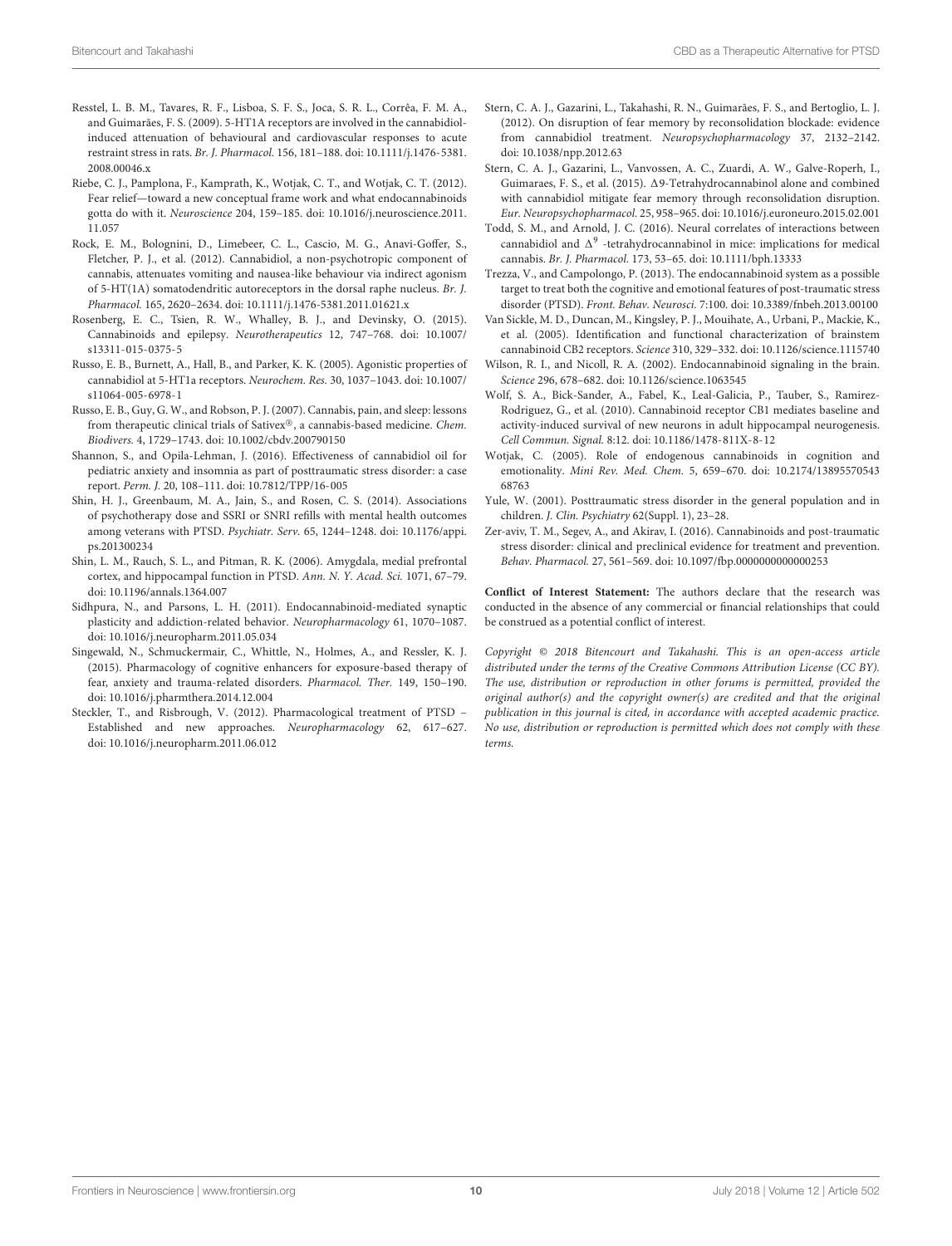Resstel, L. B. M., Tavares, R. F., Lisboa, S. F. S., Joca, S. R. L., Corrêa, F. M. A., and Guimarães, F. S. (2009). 5-HT1A receptors are involved in the cannabidiol-induced attenuation of behavioural and cardiovascular responses to acute restraint stress in rats. *Br. J. Pharmacol.* 156, 181–188. doi: 10.1111/j.1476-5381.2008.00046.x

Riebe, C. J., Pamplona, F., Kamprath, K., Wotjak, C. T., and Wotjak, C. T. (2012). Fear relief—toward a new conceptual frame work and what endocannabinoids gotta do with it. *Neuroscience* 204, 159–185. doi: 10.1016/j.neuroscience.2011.11.057

Rock, E. M., Bolognini, D., Limebeer, C. L., Cascio, M. G., Anavi-Goffer, S., Fletcher, P. J., et al. (2012). Cannabidiol, a non-psychotropic component of cannabis, attenuates vomiting and nausea-like behaviour via indirect agonism of 5-HT(1A) somatodendritic autoreceptors in the dorsal raphe nucleus. *Br. J. Pharmacol.* 165, 2620–2634. doi: 10.1111/j.1476-5381.2011.01621.x

Rosenberg, E. C., Tsien, R. W., Whalley, B. J., and Devinsky, O. (2015). Cannabinoids and epilepsy. *Neurotherapeutics* 12, 747–768. doi: 10.1007/s13311-015-0375-5

Russo, E. B., Burnett, A., Hall, B., and Parker, K. K. (2005). Agonistic properties of cannabidiol at 5-HT1a receptors. *Neurochem. Res.* 30, 1037–1043. doi: 10.1007/s11064-005-6978-1

Russo, E. B., Guy, G. W., and Robson, P. J. (2007). Cannabis, pain, and sleep: lessons from therapeutic clinical trials of Sativex®, a cannabis-based medicine. *Chem. Biodivers.* 4, 1729–1743. doi: 10.1002/cbdv.200790150

Shannon, S., and Opila-Lehman, J. (2016). Effectiveness of cannabidiol oil for pediatric anxiety and insomnia as part of posttraumatic stress disorder: a case report. *Perm. J.* 20, 108–111. doi: 10.7812/TPP/16-005

Shin, H. J., Greenbaum, M. A., Jain, S., and Rosen, C. S. (2014). Associations of psychotherapy dose and SSRI or SNRI refills with mental health outcomes among veterans with PTSD. *Psychiatr. Serv.* 65, 1244–1248. doi: 10.1176/appi.ps.201300234

Shin, L. M., Rauch, S. L., and Pitman, R. K. (2006). Amygdala, medial prefrontal cortex, and hippocampal function in PTSD. *Ann. N. Y. Acad. Sci.* 1071, 67–79. doi: 10.1196/annals.1364.007

Sidhpura, N., and Parsons, L. H. (2011). Endocannabinoid-mediated synaptic plasticity and addiction-related behavior. *Neuropharmacology* 61, 1070–1087. doi: 10.1016/j.neuropharm.2011.05.034

Singewald, N., Schmuckermair, C., Whittle, N., Holmes, A., and Ressler, K. J. (2015). Pharmacology of cognitive enhancers for exposure-based therapy of fear, anxiety and trauma-related disorders. *Pharmacol. Ther.* 149, 150–190. doi: 10.1016/j.pharmthera.2014.12.004

Steckler, T., and Risbrough, V. (2012). Pharmacological treatment of PTSD – Established and new approaches. *Neuropharmacology* 62, 617–627. doi: 10.1016/j.neuropharm.2011.06.012

Stern, C. A. J., Gazarini, L., Takahashi, R. N., Guimarães, F. S., and Bertoglio, L. J. (2012). On disruption of fear memory by reconsolidation blockade: evidence from cannabidiol treatment. *Neuropsychopharmacology* 37, 2132–2142. doi: 10.1038/npp.2012.63

Stern, C. A. J., Gazarini, L., Vanvossen, A. C., Zuardi, A. W., Galve-Roperh, I., Guimaraes, F. S., et al. (2015). Δ9-Tetrahydrocannabinol alone and combined with cannabidiol mitigate fear memory through reconsolidation disruption. *Eur. Neuropsychopharmacol.* 25, 958–965. doi: 10.1016/j.euroneuro.2015.02.001

Todd, S. M., and Arnold, J. C. (2016). Neural correlates of interactions between cannabidiol and $\Delta^9$ -tetrahydrocannabinol in mice: implications for medical cannabis. *Br. J. Pharmacol.* 173, 53–65. doi: 10.1111/bph.13333

Trezza, V., and Campolongo, P. (2013). The endocannabinoid system as a possible target to treat both the cognitive and emotional features of post-traumatic stress disorder (PTSD). *Front. Behav. Neurosci.* 7:100. doi: 10.3389/fnbeh.2013.00100

Van Sickle, M. D., Duncan, M., Kingsley, P. J., Mouihate, A., Urbani, P., Mackie, K., et al. (2005). Identification and functional characterization of brainstem cannabinoid CB2 receptors. *Science* 310, 329–332. doi: 10.1126/science.1115740

Wilson, R. I., and Nicoll, R. A. (2002). Endocannabinoid signaling in the brain. *Science* 296, 678–682. doi: 10.1126/science.1063545

Wolf, S. A., Bick-Sander, A., Fabel, K., Leal-Galicia, P., Tauber, S., Ramirez-Rodriguez, G., et al. (2010). Cannabinoid receptor CB1 mediates baseline and activity-induced survival of new neurons in adult hippocampal neurogenesis. *Cell Commun. Signal.* 8:12. doi: 10.1186/1478-811X-8-12

Wotjak, C. (2005). Role of endogenous cannabinoids in cognition and emotionality. *Mini Rev. Med. Chem.* 5, 659–670. doi: 10.2174/1389557054368763

Yule, W. (2001). Posttraumatic stress disorder in the general population and in children. *J. Clin. Psychiatry* 62(Suppl. 1), 23–28.

Zer-aviv, T. M., Segev, A., and Akirav, I. (2016). Cannabinoids and post-traumatic stress disorder: clinical and preclinical evidence for treatment and prevention. *Behav. Pharmacol.* 27, 561–569. doi: 10.1097/fbp.0000000000000253

**Conflict of Interest Statement:** The authors declare that the research was conducted in the absence of any commercial or financial relationships that could be construed as a potential conflict of interest.

*Copyright © 2018 Bitencourt and Takahashi. This is an open-access article distributed under the terms of the Creative Commons Attribution License (CC BY). The use, distribution or reproduction in other forums is permitted, provided the original author(s) and the copyright owner(s) are credited and that the original publication in this journal is cited, in accordance with accepted academic practice. No use, distribution or reproduction is permitted which does not comply with these terms.*